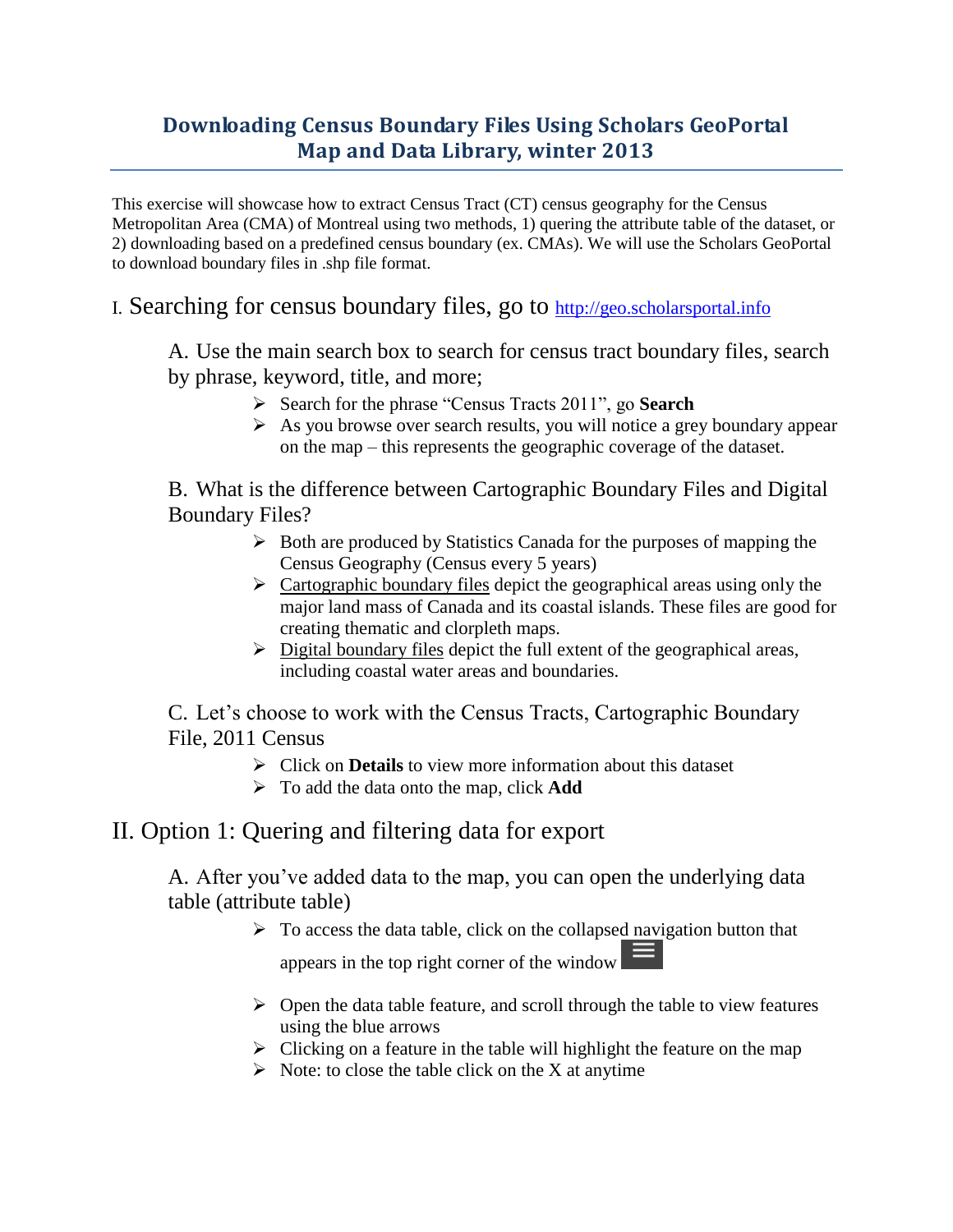# Downloading Census Boundary Files Using Scholars GeoPortal Map and Data Library, winter 2013

This exercise will showcase how to extract Census Tract (CT) census geography for the Census Metropolitan Area (CMA) of Montreal using two methods, 1) quering the attribute table of the dataset, or 2) downloading based on a predefined census boundary (ex. CMAs). We will use the Scholars GeoPortal to download boundary files in .shp file format.

## I. Searching for census boundary files, go to http://geo.scholarsportal.info

### A. Use the main search box to search for census tract boundary files, search by phrase, keyword, title, and more;

- Search for the phrase "Census Tracts 2011", go **Search**
- As you browse over search results, you will notice a grey boundary appear on the map – this represents the geographic coverage of the dataset.

### B. What is the difference between Cartographic Boundary Files and Digital Boundary Files?

- Both are produced by Statistics Canada for the purposes of mapping the Census Geography (Census every 5 years)
- Cartographic boundary files depict the geographical areas using only the major land mass of Canada and its coastal islands. These files are good for creating thematic and clorpleth maps.
- Digital boundary files depict the full extent of the geographical areas, including coastal water areas and boundaries.

### C. Let's choose to work with the Census Tracts, Cartographic Boundary File, 2011 Census

- Click on **Details** to view more information about this dataset
- To add the data onto the map, click **Add**

## II. Option 1: Quering and filtering data for export

### A. After you've added data to the map, you can open the underlying data table (attribute table)

- To access the data table, click on the collapsed navigation button that appears in the top right corner of the window
- Open the data table feature, and scroll through the table to view features using the blue arrows
- Clicking on a feature in the table will highlight the feature on the map
- Note: to close the table click on the X at anytime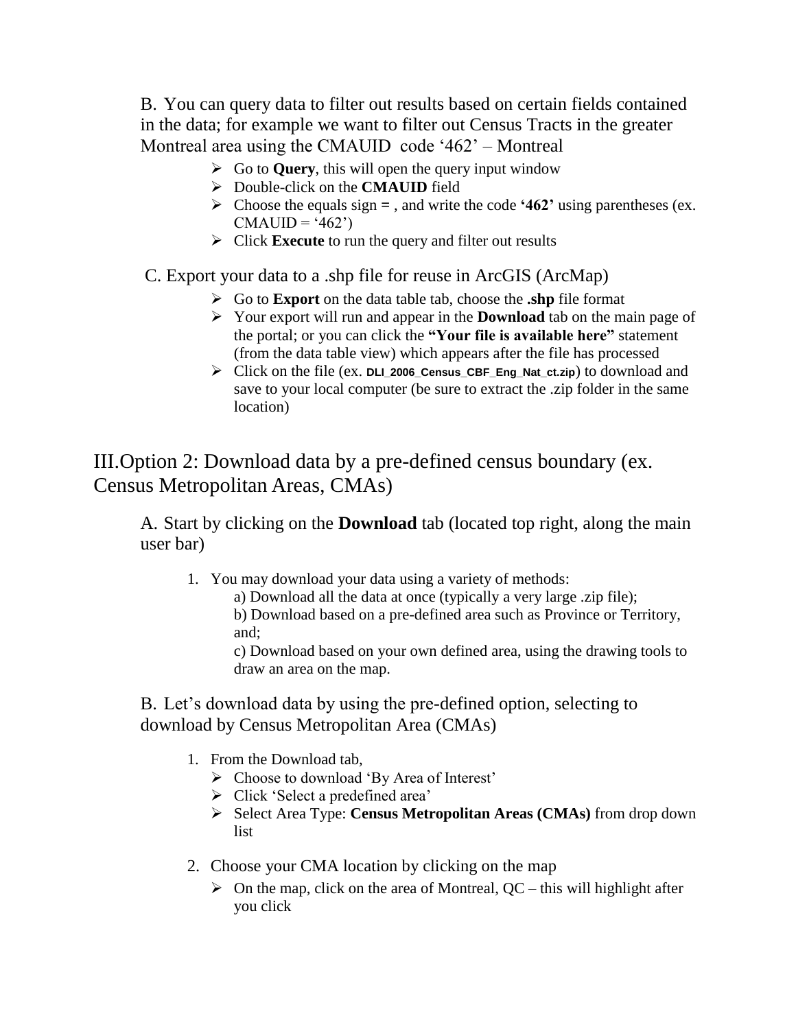B. You can query data to filter out results based on certain fields contained in the data; for example we want to filter out Census Tracts in the greater Montreal area using the CMAUID code '462' – Montreal

- Go to **Query**, this will open the query input window
- Double-click on the **CMAUID** field
- Choose the equals sign **=** , and write the code **'462'** using parentheses (ex. CMAUID = '462')
- Click **Execute** to run the query and filter out results

C. Export your data to a .shp file for reuse in ArcGIS (ArcMap)

- Go to **Export** on the data table tab, choose the **.shp** file format
- Your export will run and appear in the **Download** tab on the main page of the portal; or you can click the **"Your file is available here"** statement (from the data table view) which appears after the file has processed
- Click on the file (ex. **DLI_2006_Census_CBF_Eng_Nat_ct.zip**) to download and save to your local computer (be sure to extract the .zip folder in the same location)

## III.Option 2: Download data by a pre-defined census boundary (ex. Census Metropolitan Areas, CMAs)

A. Start by clicking on the **Download** tab (located top right, along the main user bar)

1. You may download your data using a variety of methods:
   a) Download all the data at once (typically a very large .zip file);
   b) Download based on a pre-defined area such as Province or Territory, and;
   c) Download based on your own defined area, using the drawing tools to draw an area on the map.

B. Let's download data by using the pre-defined option, selecting to download by Census Metropolitan Area (CMAs)

1. From the Download tab,
   - Choose to download 'By Area of Interest'
   - Click 'Select a predefined area'
   - Select Area Type: **Census Metropolitan Areas (CMAs)** from drop down list
2. Choose your CMA location by clicking on the map
   - On the map, click on the area of Montreal, QC – this will highlight after you click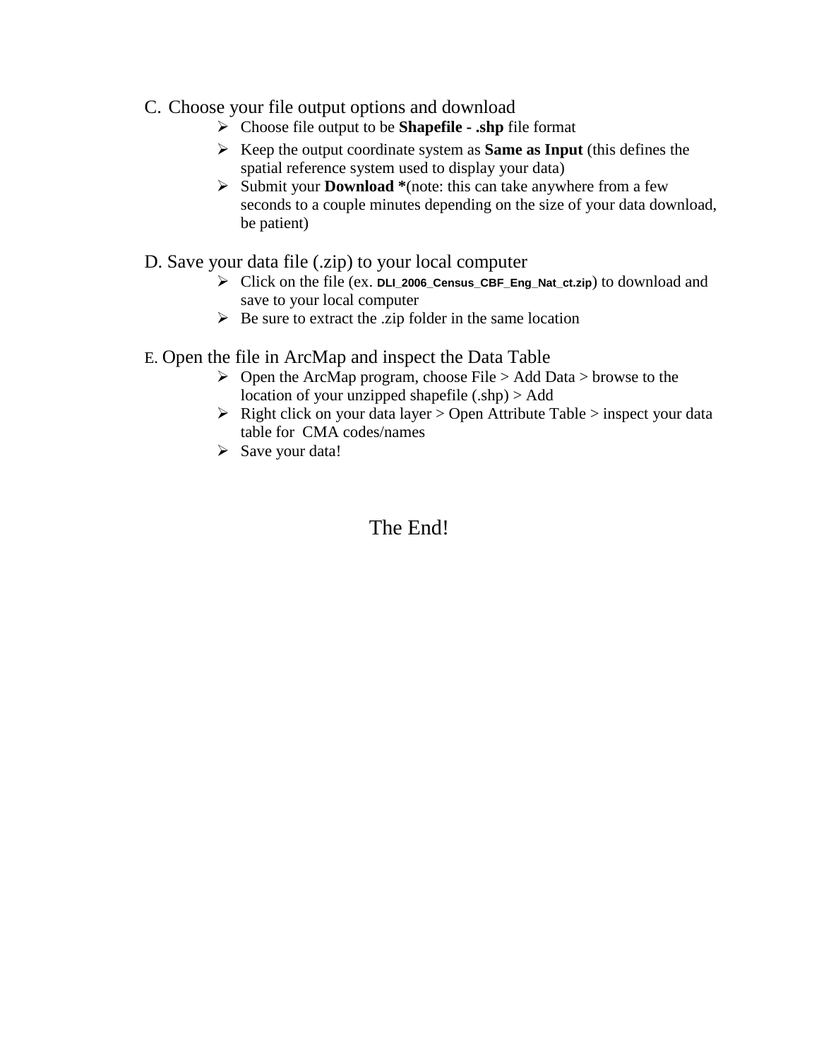C. Choose your file output options and download

- Choose file output to be **Shapefile - .shp** file format
- Keep the output coordinate system as **Same as Input** (this defines the spatial reference system used to display your data)
- Submit your **Download** ***(note: this can take anywhere from a few seconds to a couple minutes depending on the size of your data download, be patient)

D. Save your data file (.zip) to your local computer

- Click on the file (ex. **DLI_2006_Census_CBF_Eng_Nat_ct.zip**) to download and save to your local computer
- Be sure to extract the .zip folder in the same location

E. Open the file in ArcMap and inspect the Data Table

- Open the ArcMap program, choose File > Add Data > browse to the location of your unzipped shapefile (.shp) > Add
- Right click on your data layer > Open Attribute Table > inspect your data table for CMA codes/names
- Save your data!

The End!